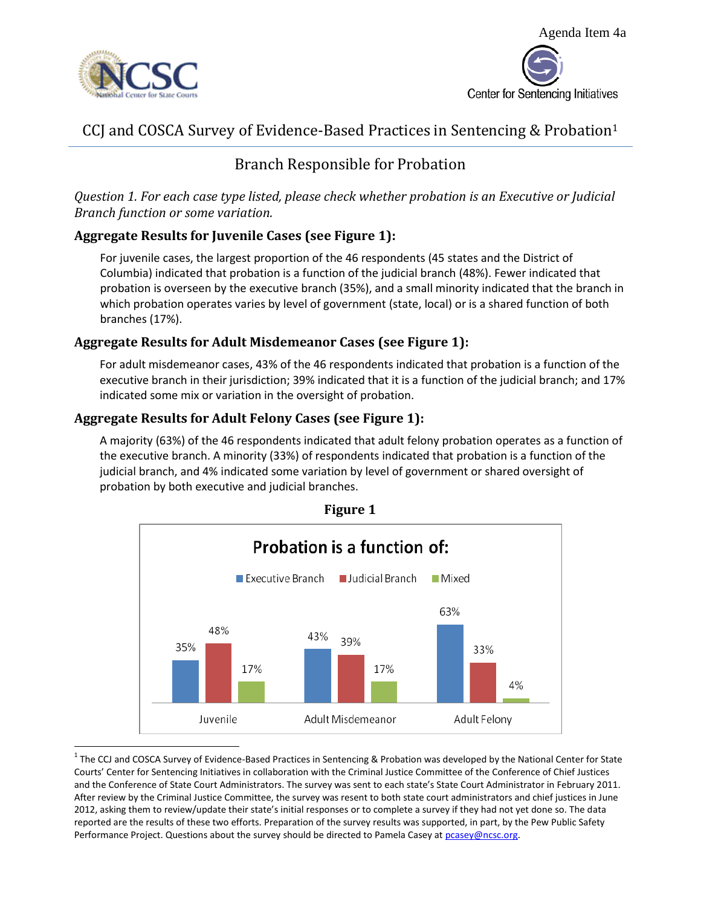Agenda Item 4a

NCSC National Center for State Courts

Center for Sentencing Initiatives

# CCJ and COSCA Survey of Evidence-Based Practices in Sentencing & Probation[1]

## Branch Responsible for Probation

*Question 1. For each case type listed, please check whether probation is an Executive or Judicial Branch function or some variation.*

### Aggregate Results for Juvenile Cases (see Figure 1):

For juvenile cases, the largest proportion of the 46 respondents (45 states and the District of Columbia) indicated that probation is a function of the judicial branch (48%). Fewer indicated that probation is overseen by the executive branch (35%), and a small minority indicated that the branch in which probation operates varies by level of government (state, local) or is a shared function of both branches (17%).

### Aggregate Results for Adult Misdemeanor Cases (see Figure 1):

For adult misdemeanor cases, 43% of the 46 respondents indicated that probation is a function of the executive branch in their jurisdiction; 39% indicated that it is a function of the judicial branch; and 17% indicated some mix or variation in the oversight of probation.

### Aggregate Results for Adult Felony Cases (see Figure 1):

A majority (63%) of the 46 respondents indicated that adult felony probation operates as a function of the executive branch. A minority (33%) of respondents indicated that probation is a function of the judicial branch, and 4% indicated some variation by level of government or shared oversight of probation by both executive and judicial branches.

**Figure 1**

**Probation is a function of:**

| | Executive Branch | Judicial Branch | Mixed |
|---|---|---|---|
| Juvenile | 35% | 48% | 17% |
| Adult Misdemeanor | 43% | 39% | 17% |
| Adult Felony | 63% | 33% | 4% |

[1] The CCJ and COSCA Survey of Evidence-Based Practices in Sentencing & Probation was developed by the National Center for State Courts' Center for Sentencing Initiatives in collaboration with the Criminal Justice Committee of the Conference of Chief Justices and the Conference of State Court Administrators. The survey was sent to each state's State Court Administrator in February 2011. After review by the Criminal Justice Committee, the survey was resent to both state court administrators and chief justices in June 2012, asking them to review/update their state's initial responses or to complete a survey if they had not yet done so. The data reported are the results of these two efforts. Preparation of the survey results was supported, in part, by the Pew Public Safety Performance Project. Questions about the survey should be directed to Pamela Casey at pcasey@ncsc.org.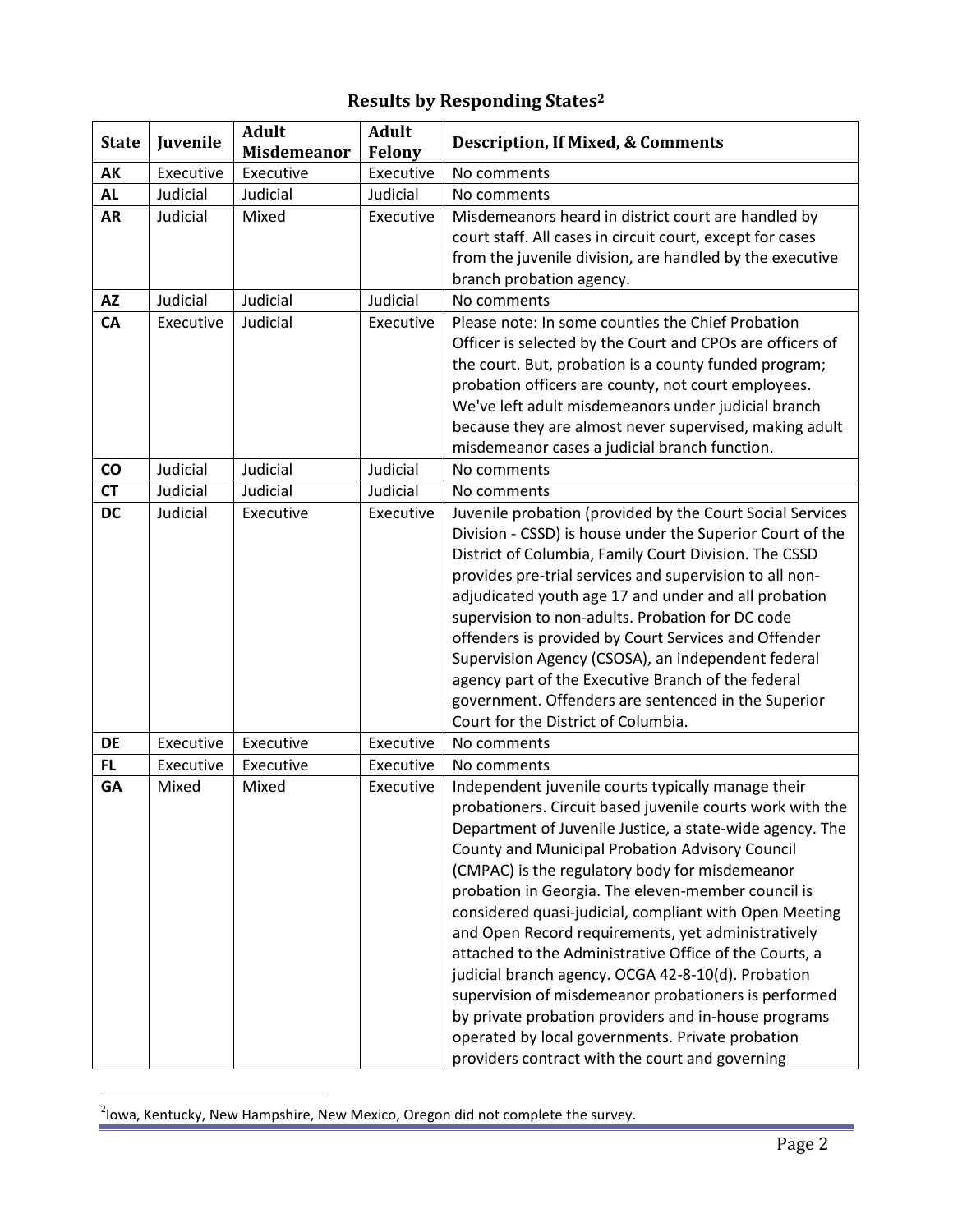## Results by Responding States[2]

| State | Juvenile | Adult Misdemeanor | Adult Felony | Description, If Mixed, & Comments |
|---|---|---|---|---|
| **AK** | Executive | Executive | Executive | No comments |
| **AL** | Judicial | Judicial | Judicial | No comments |
| **AR** | Judicial | Mixed | Executive | Misdemeanors heard in district court are handled by court staff. All cases in circuit court, except for cases from the juvenile division, are handled by the executive branch probation agency. |
| **AZ** | Judicial | Judicial | Judicial | No comments |
| **CA** | Executive | Judicial | Executive | Please note: In some counties the Chief Probation Officer is selected by the Court and CPOs are officers of the court. But, probation is a county funded program; probation officers are county, not court employees. We've left adult misdemeanors under judicial branch because they are almost never supervised, making adult misdemeanor cases a judicial branch function. |
| **CO** | Judicial | Judicial | Judicial | No comments |
| **CT** | Judicial | Judicial | Judicial | No comments |
| **DC** | Judicial | Executive | Executive | Juvenile probation (provided by the Court Social Services Division - CSSD) is house under the Superior Court of the District of Columbia, Family Court Division. The CSSD provides pre-trial services and supervision to all non-adjudicated youth age 17 and under and all probation supervision to non-adults. Probation for DC code offenders is provided by Court Services and Offender Supervision Agency (CSOSA), an independent federal agency part of the Executive Branch of the federal government. Offenders are sentenced in the Superior Court for the District of Columbia. |
| **DE** | Executive | Executive | Executive | No comments |
| **FL** | Executive | Executive | Executive | No comments |
| **GA** | Mixed | Mixed | Executive | Independent juvenile courts typically manage their probationers. Circuit based juvenile courts work with the Department of Juvenile Justice, a state-wide agency. The County and Municipal Probation Advisory Council (CMPAC) is the regulatory body for misdemeanor probation in Georgia. The eleven-member council is considered quasi-judicial, compliant with Open Meeting and Open Record requirements, yet administratively attached to the Administrative Office of the Courts, a judicial branch agency. OCGA 42-8-10(d). Probation supervision of misdemeanor probationers is performed by private probation providers and in-house programs operated by local governments. Private probation providers contract with the court and governing |

[2] Iowa, Kentucky, New Hampshire, New Mexico, Oregon did not complete the survey.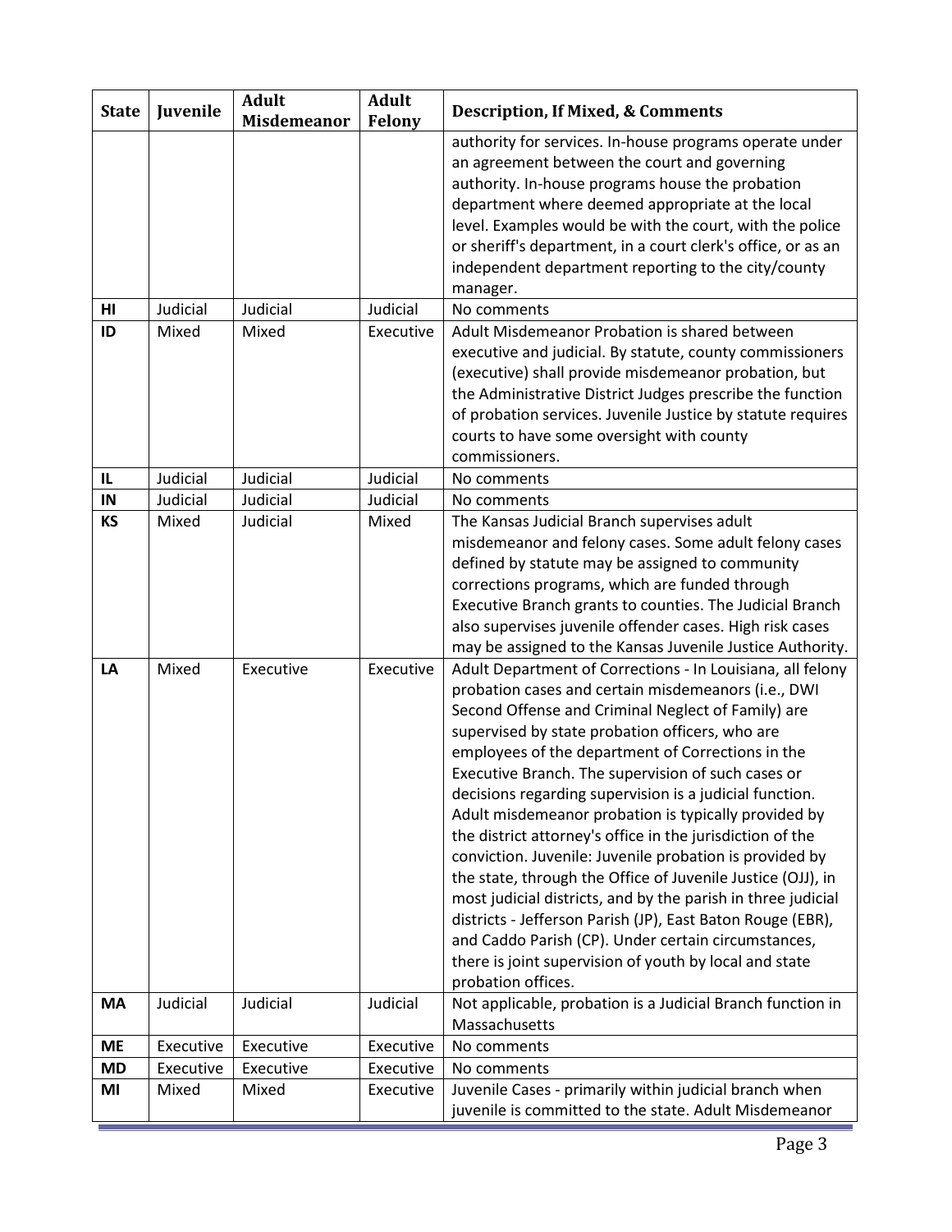| State | Juvenile | Adult Misdemeanor | Adult Felony | Description, If Mixed, & Comments |
| --- | --- | --- | --- | --- |
| | | | | authority for services. In-house programs operate under an agreement between the court and governing authority. In-house programs house the probation department where deemed appropriate at the local level. Examples would be with the court, with the police or sheriff's department, in a court clerk's office, or as an independent department reporting to the city/county manager. |
| **HI** | Judicial | Judicial | Judicial | No comments |
| **ID** | Mixed | Mixed | Executive | Adult Misdemeanor Probation is shared between executive and judicial. By statute, county commissioners (executive) shall provide misdemeanor probation, but the Administrative District Judges prescribe the function of probation services. Juvenile Justice by statute requires courts to have some oversight with county commissioners. |
| **IL** | Judicial | Judicial | Judicial | No comments |
| **IN** | Judicial | Judicial | Judicial | No comments |
| **KS** | Mixed | Judicial | Mixed | The Kansas Judicial Branch supervises adult misdemeanor and felony cases. Some adult felony cases defined by statute may be assigned to community corrections programs, which are funded through Executive Branch grants to counties. The Judicial Branch also supervises juvenile offender cases. High risk cases may be assigned to the Kansas Juvenile Justice Authority. |
| **LA** | Mixed | Executive | Executive | Adult Department of Corrections - In Louisiana, all felony probation cases and certain misdemeanors (i.e., DWI Second Offense and Criminal Neglect of Family) are supervised by state probation officers, who are employees of the department of Corrections in the Executive Branch. The supervision of such cases or decisions regarding supervision is a judicial function. Adult misdemeanor probation is typically provided by the district attorney's office in the jurisdiction of the conviction. Juvenile: Juvenile probation is provided by the state, through the Office of Juvenile Justice (OJJ), in most judicial districts, and by the parish in three judicial districts - Jefferson Parish (JP), East Baton Rouge (EBR), and Caddo Parish (CP). Under certain circumstances, there is joint supervision of youth by local and state probation offices. |
| **MA** | Judicial | Judicial | Judicial | Not applicable, probation is a Judicial Branch function in Massachusetts |
| **ME** | Executive | Executive | Executive | No comments |
| **MD** | Executive | Executive | Executive | No comments |
| **MI** | Mixed | Mixed | Executive | Juvenile Cases - primarily within judicial branch when juvenile is committed to the state. Adult Misdemeanor |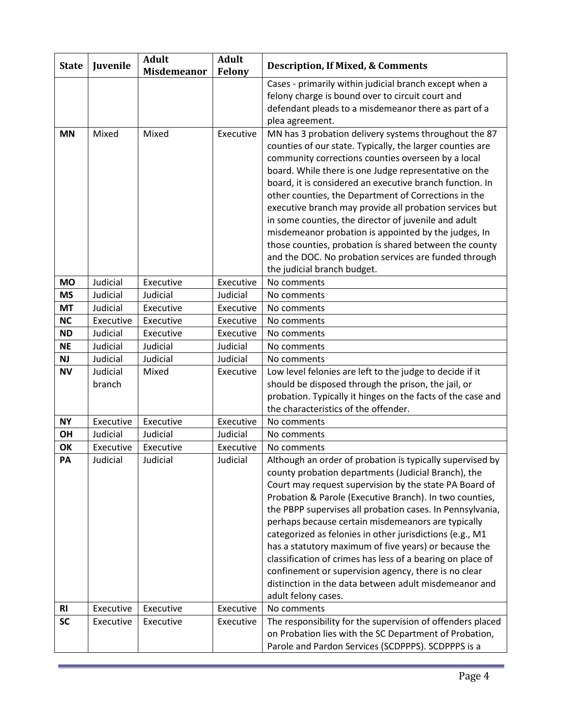| State | Juvenile | Adult Misdemeanor | Adult Felony | Description, If Mixed, & Comments |
|---|---|---|---|---|
| | | | | Cases - primarily within judicial branch except when a felony charge is bound over to circuit court and defendant pleads to a misdemeanor there as part of a plea agreement. |
| MN | Mixed | Mixed | Executive | MN has 3 probation delivery systems throughout the 87 counties of our state. Typically, the larger counties are community corrections counties overseen by a local board. While there is one Judge representative on the board, it is considered an executive branch function. In other counties, the Department of Corrections in the executive branch may provide all probation services but in some counties, the director of juvenile and adult misdemeanor probation is appointed by the judges, In those counties, probation is shared between the county and the DOC. No probation services are funded through the judicial branch budget. |
| MO | Judicial | Executive | Executive | No comments |
| MS | Judicial | Judicial | Judicial | No comments |
| MT | Judicial | Executive | Executive | No comments |
| NC | Executive | Executive | Executive | No comments |
| ND | Judicial | Executive | Executive | No comments |
| NE | Judicial | Judicial | Judicial | No comments |
| NJ | Judicial | Judicial | Judicial | No comments |
| NV | Judicial branch | Mixed | Executive | Low level felonies are left to the judge to decide if it should be disposed through the prison, the jail, or probation. Typically it hinges on the facts of the case and the characteristics of the offender. |
| NY | Executive | Executive | Executive | No comments |
| OH | Judicial | Judicial | Judicial | No comments |
| OK | Executive | Executive | Executive | No comments |
| PA | Judicial | Judicial | Judicial | Although an order of probation is typically supervised by county probation departments (Judicial Branch), the Court may request supervision by the state PA Board of Probation & Parole (Executive Branch). In two counties, the PBPP supervises all probation cases. In Pennsylvania, perhaps because certain misdemeanors are typically categorized as felonies in other jurisdictions (e.g., M1 has a statutory maximum of five years) or because the classification of crimes has less of a bearing on place of confinement or supervision agency, there is no clear distinction in the data between adult misdemeanor and adult felony cases. |
| RI | Executive | Executive | Executive | No comments |
| SC | Executive | Executive | Executive | The responsibility for the supervision of offenders placed on Probation lies with the SC Department of Probation, Parole and Pardon Services (SCDPPPS). SCDPPPS is a |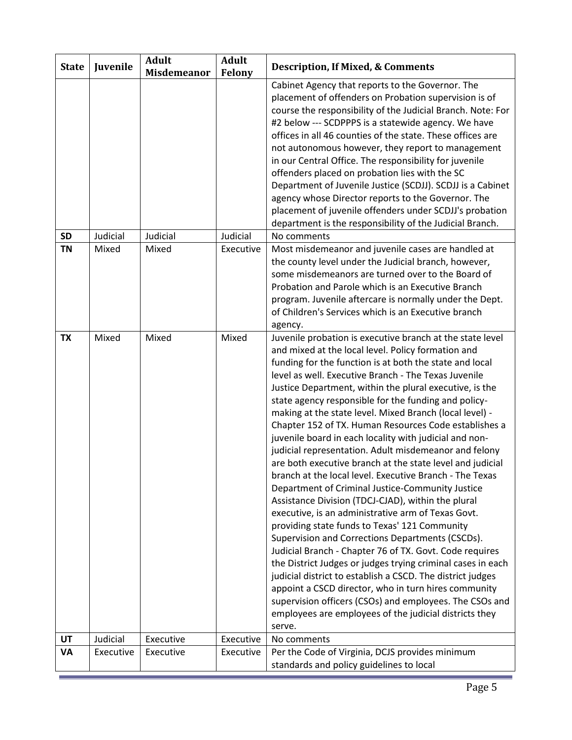| State | Juvenile | Adult Misdemeanor | Adult Felony | Description, If Mixed, & Comments |
|---|---|---|---|---|
| | | | | Cabinet Agency that reports to the Governor. The placement of offenders on Probation supervision is of course the responsibility of the Judicial Branch. Note: For #2 below --- SCDPPPS is a statewide agency. We have offices in all 46 counties of the state. These offices are not autonomous however, they report to management in our Central Office. The responsibility for juvenile offenders placed on probation lies with the SC Department of Juvenile Justice (SCDJJ). SCDJJ is a Cabinet agency whose Director reports to the Governor. The placement of juvenile offenders under SCDJJ's probation department is the responsibility of the Judicial Branch. |
| **SD** | Judicial | Judicial | Judicial | No comments |
| **TN** | Mixed | Mixed | Executive | Most misdemeanor and juvenile cases are handled at the county level under the Judicial branch, however, some misdemeanors are turned over to the Board of Probation and Parole which is an Executive Branch program. Juvenile aftercare is normally under the Dept. of Children's Services which is an Executive branch agency. |
| **TX** | Mixed | Mixed | Mixed | Juvenile probation is executive branch at the state level and mixed at the local level. Policy formation and funding for the function is at both the state and local level as well. Executive Branch - The Texas Juvenile Justice Department, within the plural executive, is the state agency responsible for the funding and policy-making at the state level. Mixed Branch (local level) - Chapter 152 of TX. Human Resources Code establishes a juvenile board in each locality with judicial and non-judicial representation. Adult misdemeanor and felony are both executive branch at the state level and judicial branch at the local level. Executive Branch - The Texas Department of Criminal Justice-Community Justice Assistance Division (TDCJ-CJAD), within the plural executive, is an administrative arm of Texas Govt. providing state funds to Texas' 121 Community Supervision and Corrections Departments (CSCDs). Judicial Branch - Chapter 76 of TX. Govt. Code requires the District Judges or judges trying criminal cases in each judicial district to establish a CSCD. The district judges appoint a CSCD director, who in turn hires community supervision officers (CSOs) and employees. The CSOs and employees are employees of the judicial districts they serve. |
| **UT** | Judicial | Executive | Executive | No comments |
| **VA** | Executive | Executive | Executive | Per the Code of Virginia, DCJS provides minimum standards and policy guidelines to local |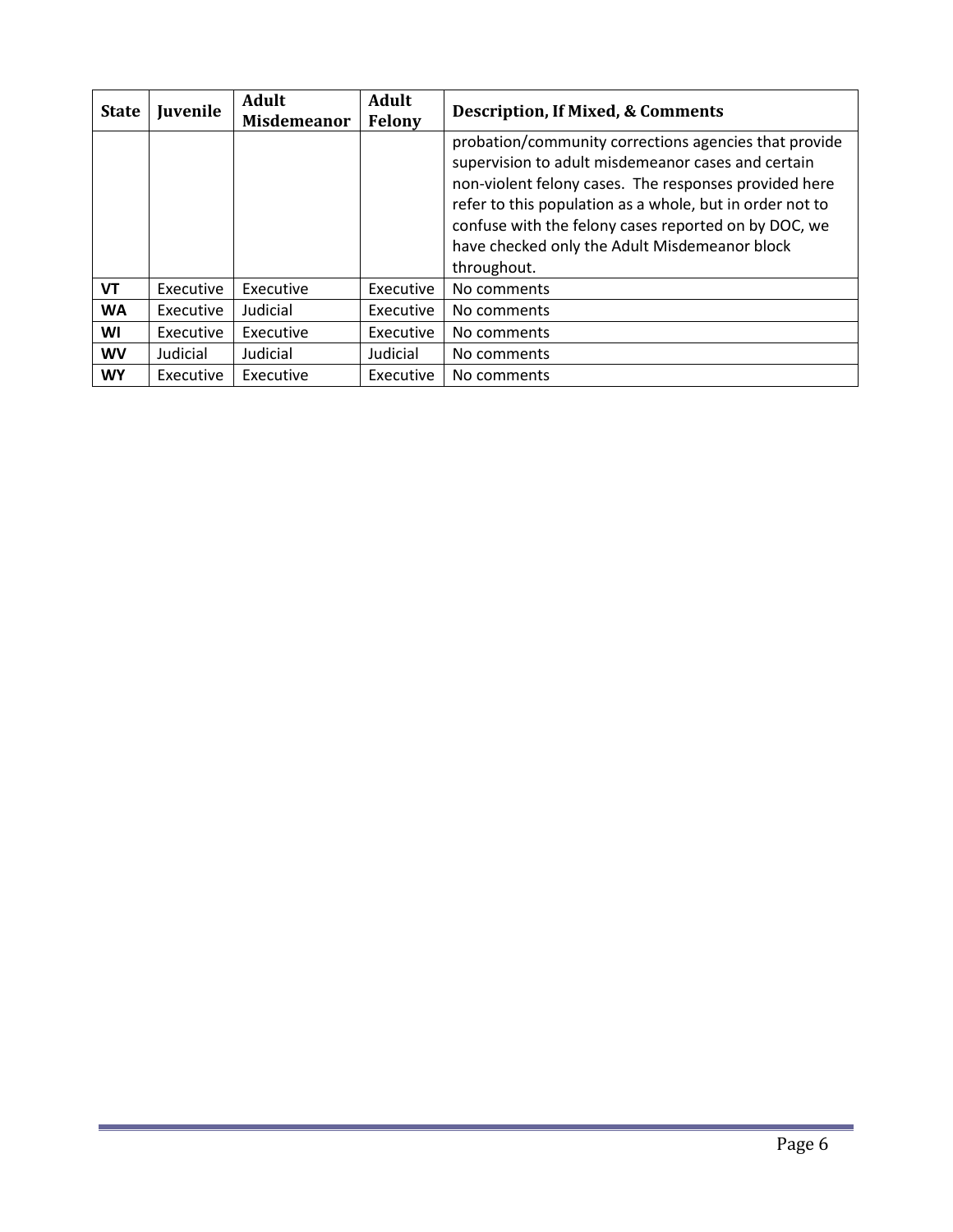| State | Juvenile | Adult Misdemeanor | Adult Felony | Description, If Mixed, & Comments |
|---|---|---|---|---|
| | | | | probation/community corrections agencies that provide supervision to adult misdemeanor cases and certain non-violent felony cases. The responses provided here refer to this population as a whole, but in order not to confuse with the felony cases reported on by DOC, we have checked only the Adult Misdemeanor block throughout. |
| **VT** | Executive | Executive | Executive | No comments |
| **WA** | Executive | Judicial | Executive | No comments |
| **WI** | Executive | Executive | Executive | No comments |
| **WV** | Judicial | Judicial | Judicial | No comments |
| **WY** | Executive | Executive | Executive | No comments |